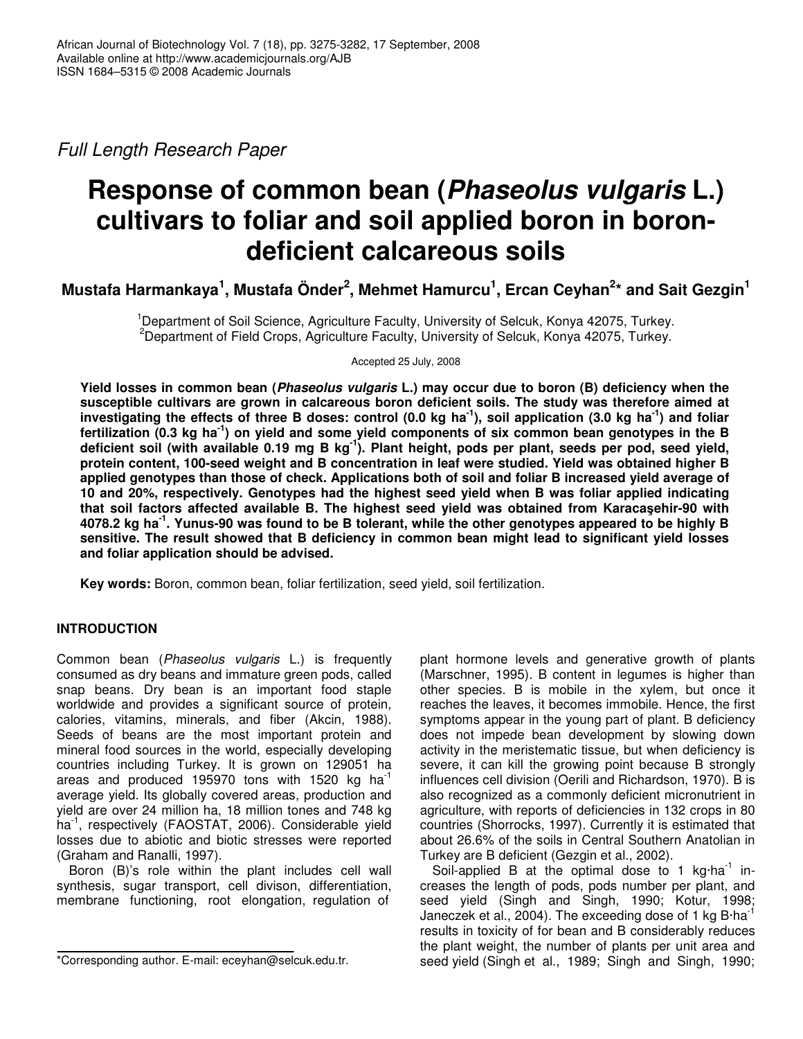*Full Length Research Paper*

# Response of common bean (*Phaseolus vulgaris* L.) cultivars to foliar and soil applied boron in boron-deficient calcareous soils

**Mustafa Harmankaya[1], Mustafa Önder[2], Mehmet Hamurcu[1], Ercan Ceyhan[2]* and Sait Gezgin[1]**

[1]Department of Soil Science, Agriculture Faculty, University of Selcuk, Konya 42075, Turkey.
[2]Department of Field Crops, Agriculture Faculty, University of Selcuk, Konya 42075, Turkey.

Accepted 25 July, 2008

**Yield losses in common bean (*Phaseolus vulgaris* L.) may occur due to boron (B) deficiency when the susceptible cultivars are grown in calcareous boron deficient soils. The study was therefore aimed at investigating the effects of three B doses: control (0.0 kg ha$^{-1}$), soil application (3.0 kg ha$^{-1}$) and foliar fertilization (0.3 kg ha$^{-1}$) on yield and some yield components of six common bean genotypes in the B deficient soil (with available 0.19 mg B kg$^{-1}$). Plant height, pods per plant, seeds per pod, seed yield, protein content, 100-seed weight and B concentration in leaf were studied. Yield was obtained higher B applied genotypes than those of check. Applications both of soil and foliar B increased yield average of 10 and 20%, respectively. Genotypes had the highest seed yield when B was foliar applied indicating that soil factors affected available B. The highest seed yield was obtained from Karacaşehir-90 with 4078.2 kg ha$^{-1}$. Yunus-90 was found to be B tolerant, while the other genotypes appeared to be highly B sensitive. The result showed that B deficiency in common bean might lead to significant yield losses and foliar application should be advised.**

**Key words:** Boron, common bean, foliar fertilization, seed yield, soil fertilization.

## INTRODUCTION

Common bean (*Phaseolus vulgaris* L.) is frequently consumed as dry beans and immature green pods, called snap beans. Dry bean is an important food staple worldwide and provides a significant source of protein, calories, vitamins, minerals, and fiber (Akcin, 1988). Seeds of beans are the most important protein and mineral food sources in the world, especially developing countries including Turkey. It is grown on 129051 ha areas and produced 195970 tons with 1520 kg ha$^{-1}$ average yield. Its globally covered areas, production and yield are over 24 million ha, 18 million tones and 748 kg ha$^{-1}$, respectively (FAOSTAT, 2006). Considerable yield losses due to abiotic and biotic stresses were reported (Graham and Ranalli, 1997).

Boron (B)'s role within the plant includes cell wall synthesis, sugar transport, cell divison, differentiation, membrane functioning, root elongation, regulation of plant hormone levels and generative growth of plants (Marschner, 1995). B content in legumes is higher than other species. B is mobile in the xylem, but once it reaches the leaves, it becomes immobile. Hence, the first symptoms appear in the young part of plant. B deficiency does not impede bean development by slowing down activity in the meristematic tissue, but when deficiency is severe, it can kill the growing point because B strongly influences cell division (Oerili and Richardson, 1970). B is also recognized as a commonly deficient micronutrient in agriculture, with reports of deficiencies in 132 crops in 80 countries (Shorrocks, 1997). Currently it is estimated that about 26.6% of the soils in Central Southern Anatolian in Turkey are B deficient (Gezgin et al., 2002).

Soil-applied B at the optimal dose to 1 kg·ha$^{-1}$ increases the length of pods, pods number per plant, and seed yield (Singh and Singh, 1990; Kotur, 1998; Janeczek et al., 2004). The exceeding dose of 1 kg B·ha$^{-1}$ results in toxicity of for bean and B considerably reduces the plant weight, the number of plants per unit area and seed yield (Singh et al., 1989; Singh and Singh, 1990;

*Corresponding author. E-mail: eceyhan@selcuk.edu.tr.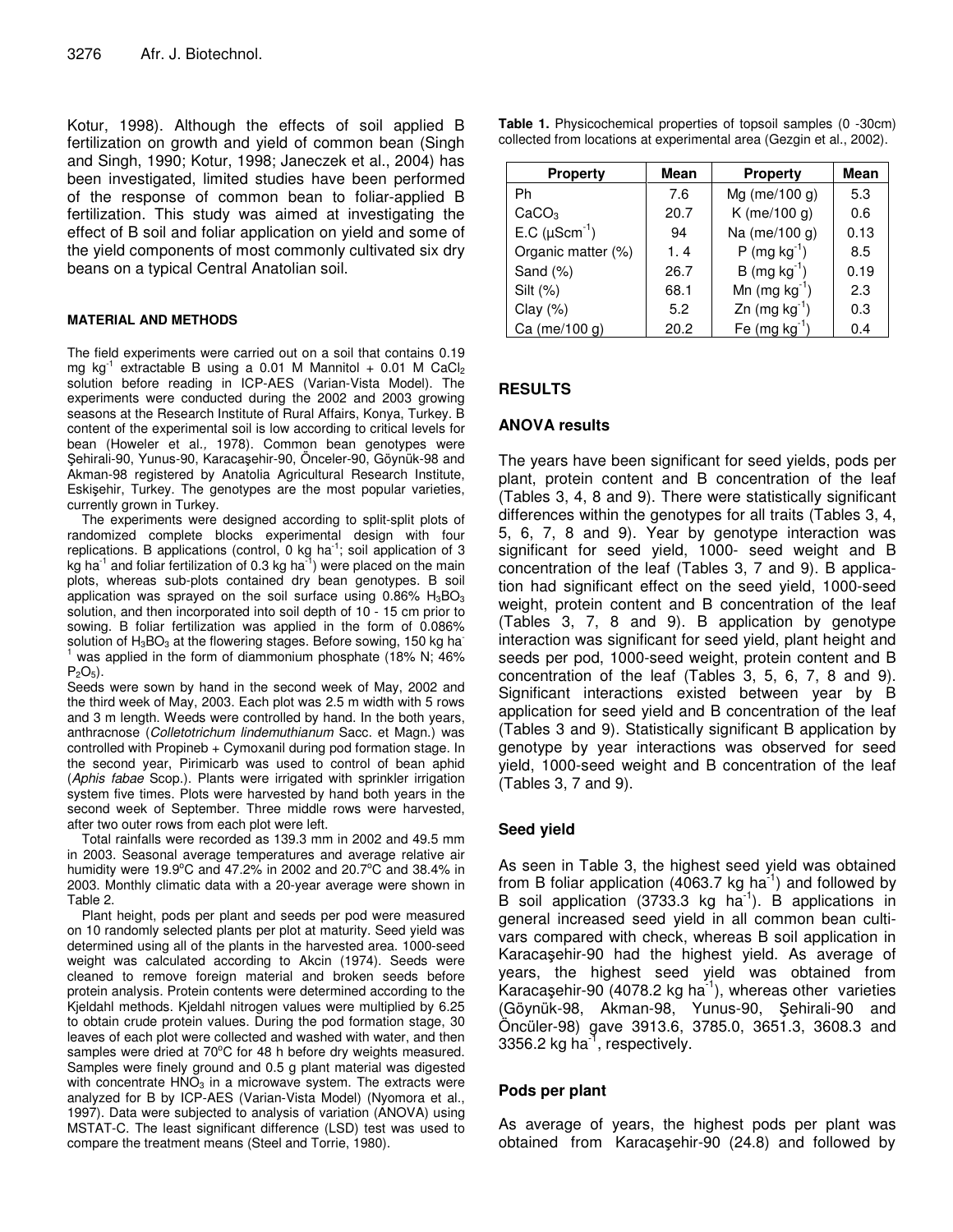Kotur, 1998). Although the effects of soil applied B fertilization on growth and yield of common bean (Singh and Singh, 1990; Kotur, 1998; Janeczek et al., 2004) has been investigated, limited studies have been performed of the response of common bean to foliar-applied B fertilization. This study was aimed at investigating the effect of B soil and foliar application on yield and some of the yield components of most commonly cultivated six dry beans on a typical Central Anatolian soil.

## MATERIAL AND METHODS

The field experiments were carried out on a soil that contains 0.19 mg kg$^{-1}$ extractable B using a 0.01 M Mannitol + 0.01 M $CaCl_2$ solution before reading in ICP-AES (Varian-Vista Model). The experiments were conducted during the 2002 and 2003 growing seasons at the Research Institute of Rural Affairs, Konya, Turkey. B content of the experimental soil is low according to critical levels for bean (Howeler et al*.,* 1978). Common bean genotypes were Şehirali-90, Yunus-90, Karacaşehir-90, Önceler-90, Göynük-98 and Akman-98 registered by Anatolia Agricultural Research Institute, Eskişehir, Turkey. The genotypes are the most popular varieties, currently grown in Turkey.

The experiments were designed according to split-split plots of randomized complete blocks experimental design with four replications. B applications (control, 0 kg ha$^{-1}$; soil application of 3 kg ha$^{-1}$ and foliar fertilization of 0.3 kg ha$^{-1}$) were placed on the main plots, whereas sub-plots contained dry bean genotypes. B soil application was sprayed on the soil surface using 0.86% $H_3BO_3$ solution, and then incorporated into soil depth of 10 - 15 cm prior to sowing. B foliar fertilization was applied in the form of 0.086% solution of $H_3BO_3$ at the flowering stages. Before sowing, 150 kg ha$^{-1}$ was applied in the form of diammonium phosphate (18% N; 46% $P_2O_5$).

Seeds were sown by hand in the second week of May, 2002 and the third week of May, 2003. Each plot was 2.5 m width with 5 rows and 3 m length. Weeds were controlled by hand. In the both years, anthracnose (*Colletotrichum lindemuthianum* Sacc. et Magn.) was controlled with Propineb + Cymoxanil during pod formation stage. In the second year, Pirimicarb was used to control of bean aphid (*Aphis fabae* Scop.). Plants were irrigated with sprinkler irrigation system five times. Plots were harvested by hand both years in the second week of September. Three middle rows were harvested, after two outer rows from each plot were left.

Total rainfalls were recorded as 139.3 mm in 2002 and 49.5 mm in 2003. Seasonal average temperatures and average relative air humidity were 19.9°C and 47.2% in 2002 and 20.7°C and 38.4% in 2003. Monthly climatic data with a 20-year average were shown in Table 2.

Plant height, pods per plant and seeds per pod were measured on 10 randomly selected plants per plot at maturity. Seed yield was determined using all of the plants in the harvested area. 1000-seed weight was calculated according to Akcin (1974). Seeds were cleaned to remove foreign material and broken seeds before protein analysis. Protein contents were determined according to the Kjeldahl methods. Kjeldahl nitrogen values were multiplied by 6.25 to obtain crude protein values. During the pod formation stage, 30 leaves of each plot were collected and washed with water, and then samples were dried at 70°C for 48 h before dry weights measured. Samples were finely ground and 0.5 g plant material was digested with concentrate $HNO_3$ in a microwave system. The extracts were analyzed for B by ICP-AES (Varian-Vista Model) (Nyomora et al., 1997). Data were subjected to analysis of variation (ANOVA) using MSTAT-C. The least significant difference (LSD) test was used to compare the treatment means (Steel and Torrie, 1980).

**Table 1.** Physicochemical properties of topsoil samples (0 -30cm) collected from locations at experimental area (Gezgin et al., 2002).

| Property | Mean | Property | Mean |
|---|---|---|---|
| Ph | 7.6 | Mg (me/100 g) | 5.3 |
| $CaCO_3$ | 20.7 | K (me/100 g) | 0.6 |
| E.C (µScm$^{-1}$) | 94 | Na (me/100 g) | 0.13 |
| Organic matter (%) | 1. 4 | P (mg kg$^{-1}$) | 8.5 |
| Sand (%) | 26.7 | B (mg kg$^{-1}$) | 0.19 |
| Silt (%) | 68.1 | Mn (mg kg$^{-1}$) | 2.3 |
| Clay (%) | 5.2 | Zn (mg kg$^{-1}$) | 0.3 |
| Ca (me/100 g) | 20.2 | Fe (mg kg$^{-1}$) | 0.4 |

## RESULTS

### ANOVA results

The years have been significant for seed yields, pods per plant, protein content and B concentration of the leaf (Tables 3, 4, 8 and 9). There were statistically significant differences within the genotypes for all traits (Tables 3, 4, 5, 6, 7, 8 and 9). Year by genotype interaction was significant for seed yield, 1000- seed weight and B concentration of the leaf (Tables 3, 7 and 9). B application had significant effect on the seed yield, 1000-seed weight, protein content and B concentration of the leaf (Tables 3, 7, 8 and 9). B application by genotype interaction was significant for seed yield, plant height and seeds per pod, 1000-seed weight, protein content and B concentration of the leaf (Tables 3, 5, 6, 7, 8 and 9). Significant interactions existed between year by B application for seed yield and B concentration of the leaf (Tables 3 and 9). Statistically significant B application by genotype by year interactions was observed for seed yield, 1000-seed weight and B concentration of the leaf (Tables 3, 7 and 9).

### Seed yield

As seen in Table 3, the highest seed yield was obtained from B foliar application (4063.7 kg ha$^{-1}$) and followed by B soil application (3733.3 kg ha$^{-1}$). B applications in general increased seed yield in all common bean cultivars compared with check, whereas B soil application in Karacaşehir-90 had the highest yield. As average of years, the highest seed yield was obtained from Karacaşehir-90 (4078.2 kg ha$^{-1}$), whereas other varieties (Göynük-98, Akman-98, Yunus-90, Şehirali-90 and Öncüler-98) gave 3913.6, 3785.0, 3651.3, 3608.3 and 3356.2 kg ha$^{-1}$, respectively.

### Pods per plant

As average of years, the highest pods per plant was obtained from Karacaşehir-90 (24.8) and followed by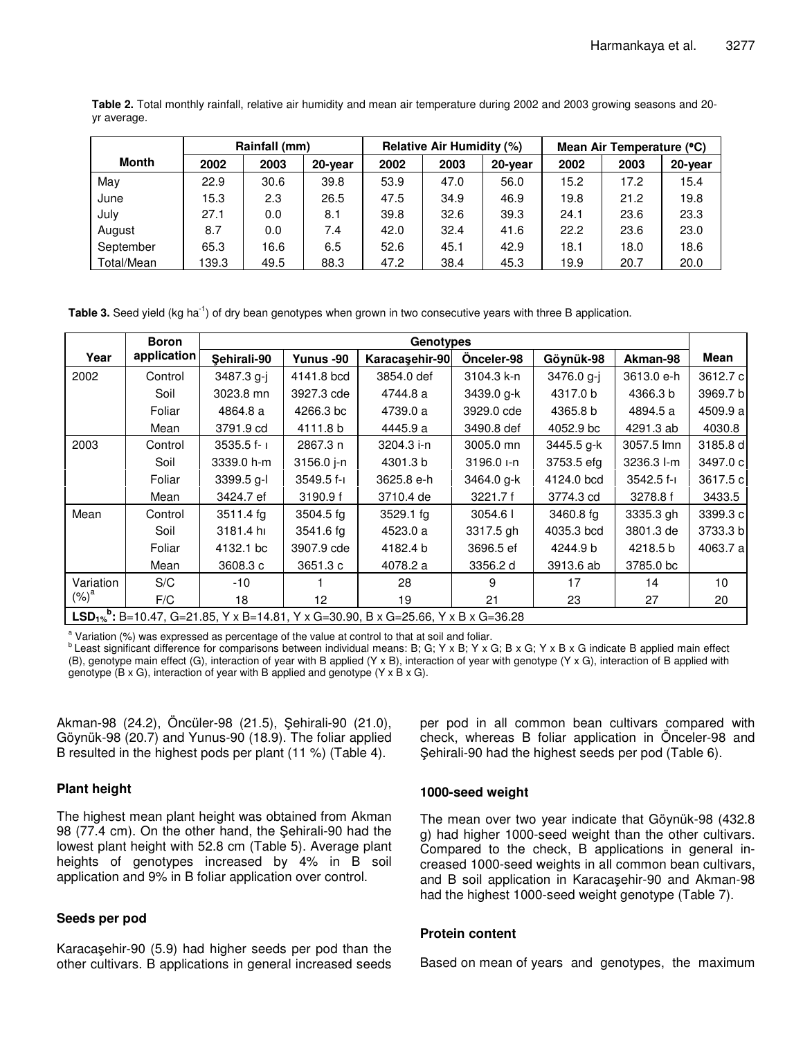**Table 2.** Total monthly rainfall, relative air humidity and mean air temperature during 2002 and 2003 growing seasons and 20-yr average.

| Month | Rainfall (mm) | | | Relative Air Humidity (%) | | | Mean Air Temperature (°C) | | |
|---|---|---|---|---|---|---|---|---|---|
| | 2002 | 2003 | 20-year | 2002 | 2003 | 20-year | 2002 | 2003 | 20-year |
| May | 22.9 | 30.6 | 39.8 | 53.9 | 47.0 | 56.0 | 15.2 | 17.2 | 15.4 |
| June | 15.3 | 2.3 | 26.5 | 47.5 | 34.9 | 46.9 | 19.8 | 21.2 | 19.8 |
| July | 27.1 | 0.0 | 8.1 | 39.8 | 32.6 | 39.3 | 24.1 | 23.6 | 23.3 |
| August | 8.7 | 0.0 | 7.4 | 42.0 | 32.4 | 41.6 | 22.2 | 23.6 | 23.0 |
| September | 65.3 | 16.6 | 6.5 | 52.6 | 45.1 | 42.9 | 18.1 | 18.0 | 18.6 |
| Total/Mean | 139.3 | 49.5 | 88.3 | 47.2 | 38.4 | 45.3 | 19.9 | 20.7 | 20.0 |

**Table 3.** Seed yield (kg ha$^{-1}$) of dry bean genotypes when grown in two consecutive years with three B application.

| Year | Boron application | Genotypes | | | | | | Mean |
|---|---|---|---|---|---|---|---|---|
| | | Şehirali-90 | Yunus -90 | Karacaşehir-90 | Önceler-98 | Göynük-98 | Akman-98 | |
| 2002 | Control | 3487.3 g-j | 4141.8 bcd | 3854.0 def | 3104.3 k-n | 3476.0 g-j | 3613.0 e-h | 3612.7 c |
| | Soil | 3023.8 mn | 3927.3 cde | 4744.8 a | 3439.0 g-k | 4317.0 b | 4366.3 b | 3969.7 b |
| | Foliar | 4864.8 a | 4266.3 bc | 4739.0 a | 3929.0 cde | 4365.8 b | 4894.5 a | 4509.9 a |
| | Mean | 3791.9 cd | 4111.8 b | 4445.9 a | 3490.8 def | 4052.9 bc | 4291.3 ab | 4030.8 |
| 2003 | Control | 3535.5 f- ı | 2867.3 n | 3204.3 i-n | 3005.0 mn | 3445.5 g-k | 3057.5 lmn | 3185.8 d |
| | Soil | 3339.0 h-m | 3156.0 j-n | 4301.3 b | 3196.0 ı-n | 3753.5 efg | 3236.3 l-m | 3497.0 c |
| | Foliar | 3399.5 g-l | 3549.5 f-ı | 3625.8 e-h | 3464.0 g-k | 4124.0 bcd | 3542.5 f-ı | 3617.5 c |
| | Mean | 3424.7 ef | 3190.9 f | 3710.4 de | 3221.7 f | 3774.3 cd | 3278.8 f | 3433.5 |
| Mean | Control | 3511.4 fg | 3504.5 fg | 3529.1 fg | 3054.6 l | 3460.8 fg | 3335.3 gh | 3399.3 c |
| | Soil | 3181.4 hı | 3541.6 fg | 4523.0 a | 3317.5 gh | 4035.3 bcd | 3801.3 de | 3733.3 b |
| | Foliar | 4132.1 bc | 3907.9 cde | 4182.4 b | 3696.5 ef | 4244.9 b | 4218.5 b | 4063.7 a |
| | Mean | 3608.3 c | 3651.3 c | 4078.2 a | 3356.2 d | 3913.6 ab | 3785.0 bc | |
| Variation (%)[a] | S/C | -10 | 1 | 28 | 9 | 17 | 14 | 10 |
| | F/C | 18 | 12 | 19 | 21 | 23 | 27 | 20 |
| **$LSD_{1\%}$[b]:** B=10.47, G=21.85, Y x B=14.81, Y x G=30.90, B x G=25.66, Y x B x G=36.28 | | | | | | | | |

[a] Variation (%) was expressed as percentage of the value at control to that at soil and foliar.
[b] Least significant difference for comparisons between individual means: B; G; Y x B; Y x G; B x G; Y x B x G indicate B applied main effect (B), genotype main effect (G), interaction of year with B applied (Y x B), interaction of year with genotype (Y x G), interaction of B applied with genotype (B x G), interaction of year with B applied and genotype (Y x B x G).

Akman-98 (24.2), Öncüler-98 (21.5), Şehirali-90 (21.0), Göynük-98 (20.7) and Yunus-90 (18.9). The foliar applied B resulted in the highest pods per plant (11 %) (Table 4).

## Plant height

The highest mean plant height was obtained from Akman 98 (77.4 cm). On the other hand, the Şehirali-90 had the lowest plant height with 52.8 cm (Table 5). Average plant heights of genotypes increased by 4% in B soil application and 9% in B foliar application over control.

## Seeds per pod

Karacaşehir-90 (5.9) had higher seeds per pod than the other cultivars. B applications in general increased seeds per pod in all common bean cultivars compared with check, whereas B foliar application in Önceler-98 and Şehirali-90 had the highest seeds per pod (Table 6).

## 1000-seed weight

The mean over two year indicate that Göynük-98 (432.8 g) had higher 1000-seed weight than the other cultivars. Compared to the check, B applications in general increased 1000-seed weights in all common bean cultivars, and B soil application in Karacaşehir-90 and Akman-98 had the highest 1000-seed weight genotype (Table 7).

## Protein content

Based on mean of years and genotypes, the maximum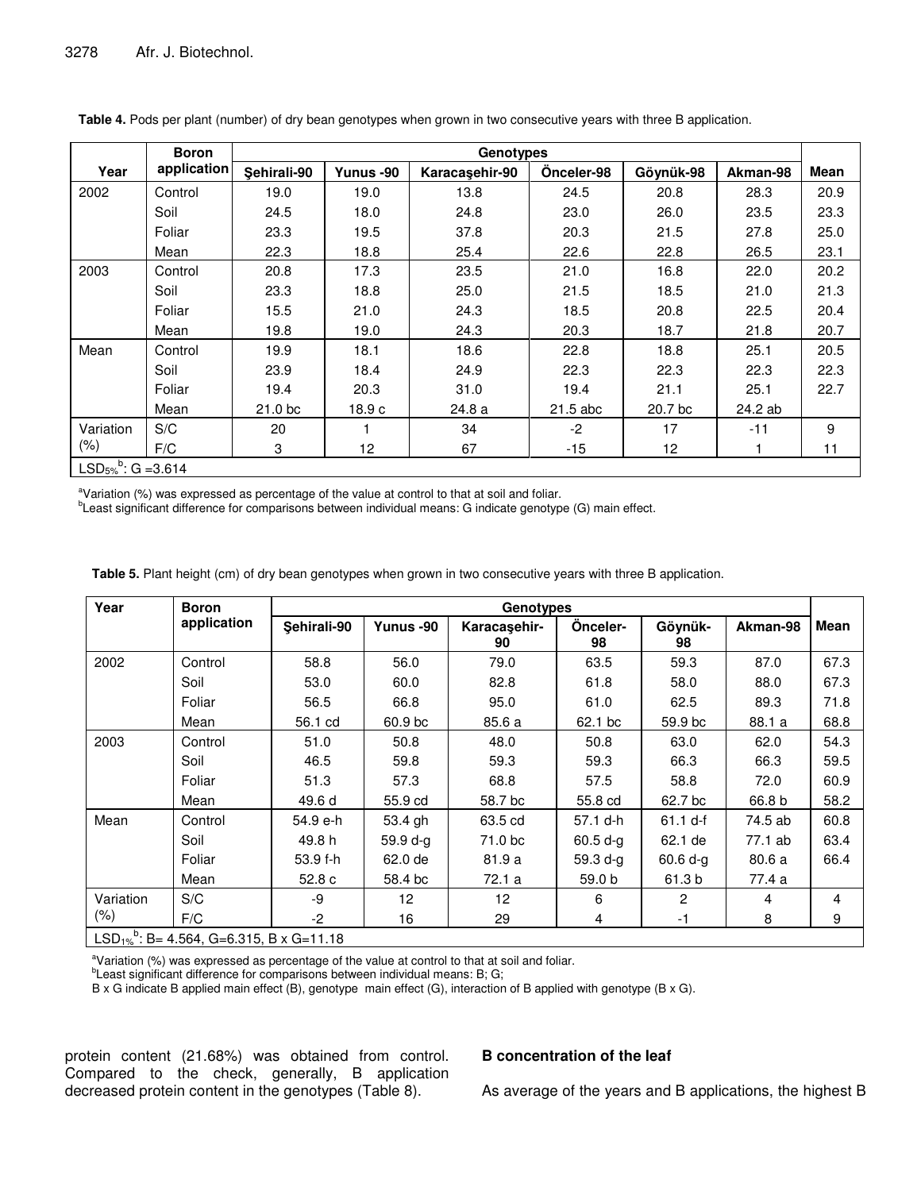**Table 4.** Pods per plant (number) of dry bean genotypes when grown in two consecutive years with three B application.

| Year | Boron application | Genotypes | | | | | | Mean |
|---|---|---|---|---|---|---|---|---|
| | | Şehirali-90 | Yunus -90 | Karacaşehir-90 | Önceler-98 | Göynük-98 | Akman-98 | |
| 2002 | Control | 19.0 | 19.0 | 13.8 | 24.5 | 20.8 | 28.3 | 20.9 |
| | Soil | 24.5 | 18.0 | 24.8 | 23.0 | 26.0 | 23.5 | 23.3 |
| | Foliar | 23.3 | 19.5 | 37.8 | 20.3 | 21.5 | 27.8 | 25.0 |
| | Mean | 22.3 | 18.8 | 25.4 | 22.6 | 22.8 | 26.5 | 23.1 |
| 2003 | Control | 20.8 | 17.3 | 23.5 | 21.0 | 16.8 | 22.0 | 20.2 |
| | Soil | 23.3 | 18.8 | 25.0 | 21.5 | 18.5 | 21.0 | 21.3 |
| | Foliar | 15.5 | 21.0 | 24.3 | 18.5 | 20.8 | 22.5 | 20.4 |
| | Mean | 19.8 | 19.0 | 24.3 | 20.3 | 18.7 | 21.8 | 20.7 |
| Mean | Control | 19.9 | 18.1 | 18.6 | 22.8 | 18.8 | 25.1 | 20.5 |
| | Soil | 23.9 | 18.4 | 24.9 | 22.3 | 22.3 | 22.3 | 22.3 |
| | Foliar | 19.4 | 20.3 | 31.0 | 19.4 | 21.1 | 25.1 | 22.7 |
| | Mean | 21.0 bc | 18.9 c | 24.8 a | 21.5 abc | 20.7 bc | 24.2 ab | |
| Variation (%) | S/C | 20 | 1 | 34 | -2 | 17 | -11 | 9 |
| | F/C | 3 | 12 | 67 | -15 | 12 | 1 | 11 |
| $LSD_{5\%}$[b]: G =3.614 | | | | | | | | |

[a]Variation (%) was expressed as percentage of the value at control to that at soil and foliar.
[b]Least significant difference for comparisons between individual means: G indicate genotype (G) main effect.

**Table 5.** Plant height (cm) of dry bean genotypes when grown in two consecutive years with three B application.

| Year | Boron application | Genotypes | | | | | | Mean |
|---|---|---|---|---|---|---|---|---|
| | | Şehirali-90 | Yunus -90 | Karacaşehir-90 | Önceler-98 | Göynük-98 | Akman-98 | |
| 2002 | Control | 58.8 | 56.0 | 79.0 | 63.5 | 59.3 | 87.0 | 67.3 |
| | Soil | 53.0 | 60.0 | 82.8 | 61.8 | 58.0 | 88.0 | 67.3 |
| | Foliar | 56.5 | 66.8 | 95.0 | 61.0 | 62.5 | 89.3 | 71.8 |
| | Mean | 56.1 cd | 60.9 bc | 85.6 a | 62.1 bc | 59.9 bc | 88.1 a | 68.8 |
| 2003 | Control | 51.0 | 50.8 | 48.0 | 50.8 | 63.0 | 62.0 | 54.3 |
| | Soil | 46.5 | 59.8 | 59.3 | 59.3 | 66.3 | 66.3 | 59.5 |
| | Foliar | 51.3 | 57.3 | 68.8 | 57.5 | 58.8 | 72.0 | 60.9 |
| | Mean | 49.6 d | 55.9 cd | 58.7 bc | 55.8 cd | 62.7 bc | 66.8 b | 58.2 |
| Mean | Control | 54.9 e-h | 53.4 gh | 63.5 cd | 57.1 d-h | 61.1 d-f | 74.5 ab | 60.8 |
| | Soil | 49.8 h | 59.9 d-g | 71.0 bc | 60.5 d-g | 62.1 de | 77.1 ab | 63.4 |
| | Foliar | 53.9 f-h | 62.0 de | 81.9 a | 59.3 d-g | 60.6 d-g | 80.6 a | 66.4 |
| | Mean | 52.8 c | 58.4 bc | 72.1 a | 59.0 b | 61.3 b | 77.4 a | |
| Variation (%) | S/C | -9 | 12 | 12 | 6 | 2 | 4 | 4 |
| | F/C | -2 | 16 | 29 | 4 | -1 | 8 | 9 |
| $LSD_{1\%}$[b]: B= 4.564, G=6.315, B x G=11.18 | | | | | | | | |

[a]Variation (%) was expressed as percentage of the value at control to that at soil and foliar.
[b]Least significant difference for comparisons between individual means: B; G;
B x G indicate B applied main effect (B), genotype main effect (G), interaction of B applied with genotype (B x G).

protein content (21.68%) was obtained from control. Compared to the check, generally, B application decreased protein content in the genotypes (Table 8).

## B concentration of the leaf

As average of the years and B applications, the highest B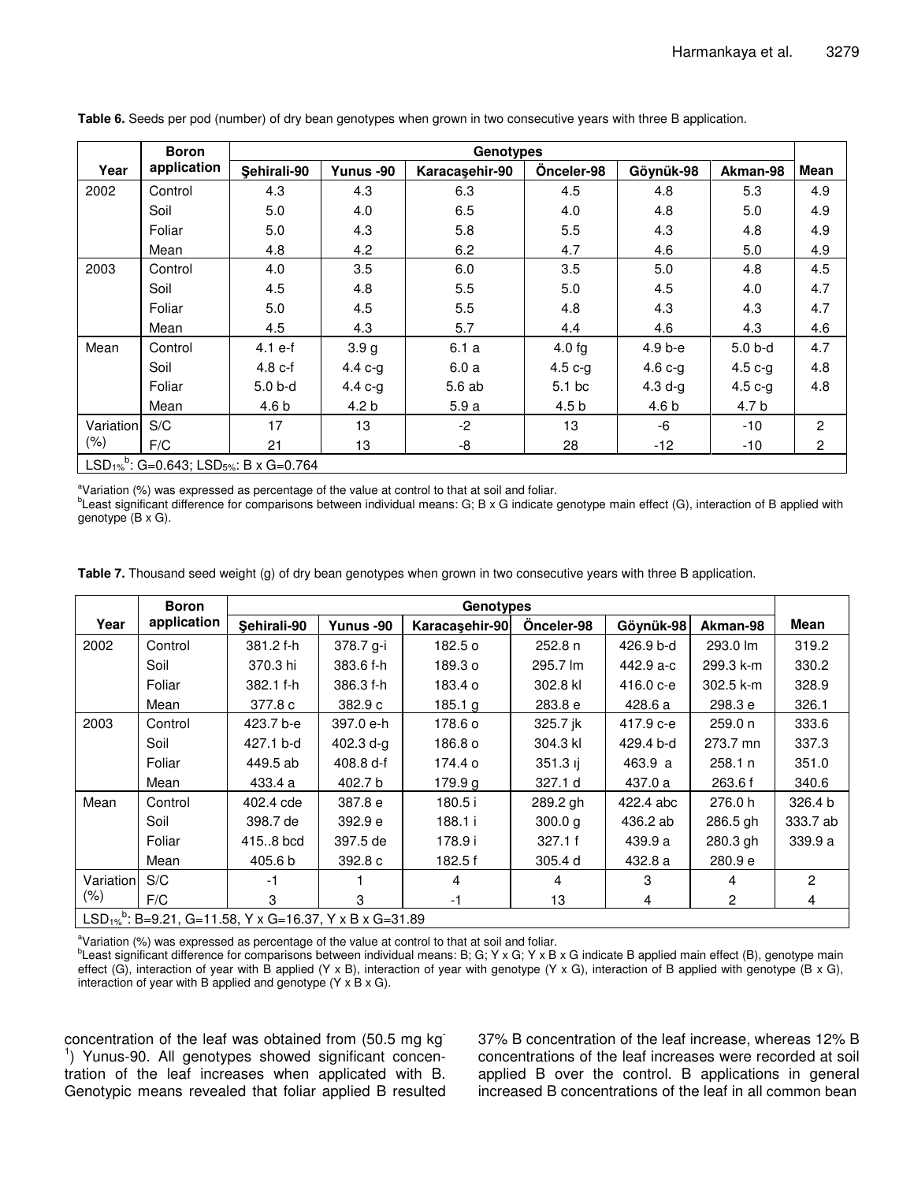**Table 6.** Seeds per pod (number) of dry bean genotypes when grown in two consecutive years with three B application.

| Year | Boron application | Genotypes | | | | | | Mean |
|---|---|---|---|---|---|---|---|---|
| | | Şehirali-90 | Yunus -90 | Karacaşehir-90 | Önceler-98 | Göynük-98 | Akman-98 | |
| 2002 | Control | 4.3 | 4.3 | 6.3 | 4.5 | 4.8 | 5.3 | 4.9 |
| | Soil | 5.0 | 4.0 | 6.5 | 4.0 | 4.8 | 5.0 | 4.9 |
| | Foliar | 5.0 | 4.3 | 5.8 | 5.5 | 4.3 | 4.8 | 4.9 |
| | Mean | 4.8 | 4.2 | 6.2 | 4.7 | 4.6 | 5.0 | 4.9 |
| 2003 | Control | 4.0 | 3.5 | 6.0 | 3.5 | 5.0 | 4.8 | 4.5 |
| | Soil | 4.5 | 4.8 | 5.5 | 5.0 | 4.5 | 4.0 | 4.7 |
| | Foliar | 5.0 | 4.5 | 5.5 | 4.8 | 4.3 | 4.3 | 4.7 |
| | Mean | 4.5 | 4.3 | 5.7 | 4.4 | 4.6 | 4.3 | 4.6 |
| Mean | Control | 4.1 e-f | 3.9 g | 6.1 a | 4.0 fg | 4.9 b-e | 5.0 b-d | 4.7 |
| | Soil | 4.8 c-f | 4.4 c-g | 6.0 a | 4.5 c-g | 4.6 c-g | 4.5 c-g | 4.8 |
| | Foliar | 5.0 b-d | 4.4 c-g | 5.6 ab | 5.1 bc | 4.3 d-g | 4.5 c-g | 4.8 |
| | Mean | 4.6 b | 4.2 b | 5.9 a | 4.5 b | 4.6 b | 4.7 b | |
| Variation (%) | S/C | 17 | 13 | -2 | 13 | -6 | -10 | 2 |
| | F/C | 21 | 13 | -8 | 28 | -12 | -10 | 2 |

$LSD_{1\%}$[b]: G=0.643; $LSD_{5\%}$: B x G=0.764

[a]Variation (%) was expressed as percentage of the value at control to that at soil and foliar.
[b]Least significant difference for comparisons between individual means: G; B x G indicate genotype main effect (G), interaction of B applied with genotype (B x G).

**Table 7.** Thousand seed weight (g) of dry bean genotypes when grown in two consecutive years with three B application.

| Year | Boron application | Genotypes | | | | | | Mean |
|---|---|---|---|---|---|---|---|---|
| | | Şehirali-90 | Yunus -90 | Karacaşehir-90 | Önceler-98 | Göynük-98 | Akman-98 | |
| 2002 | Control | 381.2 f-h | 378.7 g-i | 182.5 o | 252.8 n | 426.9 b-d | 293.0 lm | 319.2 |
| | Soil | 370.3 hi | 383.6 f-h | 189.3 o | 295.7 lm | 442.9 a-c | 299.3 k-m | 330.2 |
| | Foliar | 382.1 f-h | 386.3 f-h | 183.4 o | 302.8 kl | 416.0 c-e | 302.5 k-m | 328.9 |
| | Mean | 377.8 c | 382.9 c | 185.1 g | 283.8 e | 428.6 a | 298.3 e | 326.1 |
| 2003 | Control | 423.7 b-e | 397.0 e-h | 178.6 o | 325.7 jk | 417.9 c-e | 259.0 n | 333.6 |
| | Soil | 427.1 b-d | 402.3 d-g | 186.8 o | 304.3 kl | 429.4 b-d | 273.7 mn | 337.3 |
| | Foliar | 449.5 ab | 408.8 d-f | 174.4 o | 351.3 ij | 463.9 a | 258.1 n | 351.0 |
| | Mean | 433.4 a | 402.7 b | 179.9 g | 327.1 d | 437.0 a | 263.6 f | 340.6 |
| Mean | Control | 402.4 cde | 387.8 e | 180.5 i | 289.2 gh | 422.4 abc | 276.0 h | 326.4 b |
| | Soil | 398.7 de | 392.9 e | 188.1 i | 300.0 g | 436.2 ab | 286.5 gh | 333.7 ab |
| | Foliar | 415..8 bcd | 397.5 de | 178.9 i | 327.1 f | 439.9 a | 280.3 gh | 339.9 a |
| | Mean | 405.6 b | 392.8 c | 182.5 f | 305.4 d | 432.8 a | 280.9 e | |
| Variation (%) | S/C | -1 | 1 | 4 | 4 | 3 | 4 | 2 |
| | F/C | 3 | 3 | -1 | 13 | 4 | 2 | 4 |

$LSD_{1\%}$[b]: B=9.21, G=11.58, Y x G=16.37, Y x B x G=31.89

[a]Variation (%) was expressed as percentage of the value at control to that at soil and foliar.
[b]Least significant difference for comparisons between individual means: B; G; Y x G; Y x B x G indicate B applied main effect (B), genotype main effect (G), interaction of year with B applied (Y x B), interaction of year with genotype (Y x G), interaction of B applied with genotype (B x G), interaction of year with B applied and genotype (Y x B x G).

concentration of the leaf was obtained from (50.5 mg $kg^{-1}$) Yunus-90. All genotypes showed significant concentration of the leaf increases when applicated with B. Genotypic means revealed that foliar applied B resulted 37% B concentration of the leaf increase, whereas 12% B concentrations of the leaf increases were recorded at soil applied B over the control. B applications in general increased B concentrations of the leaf in all common bean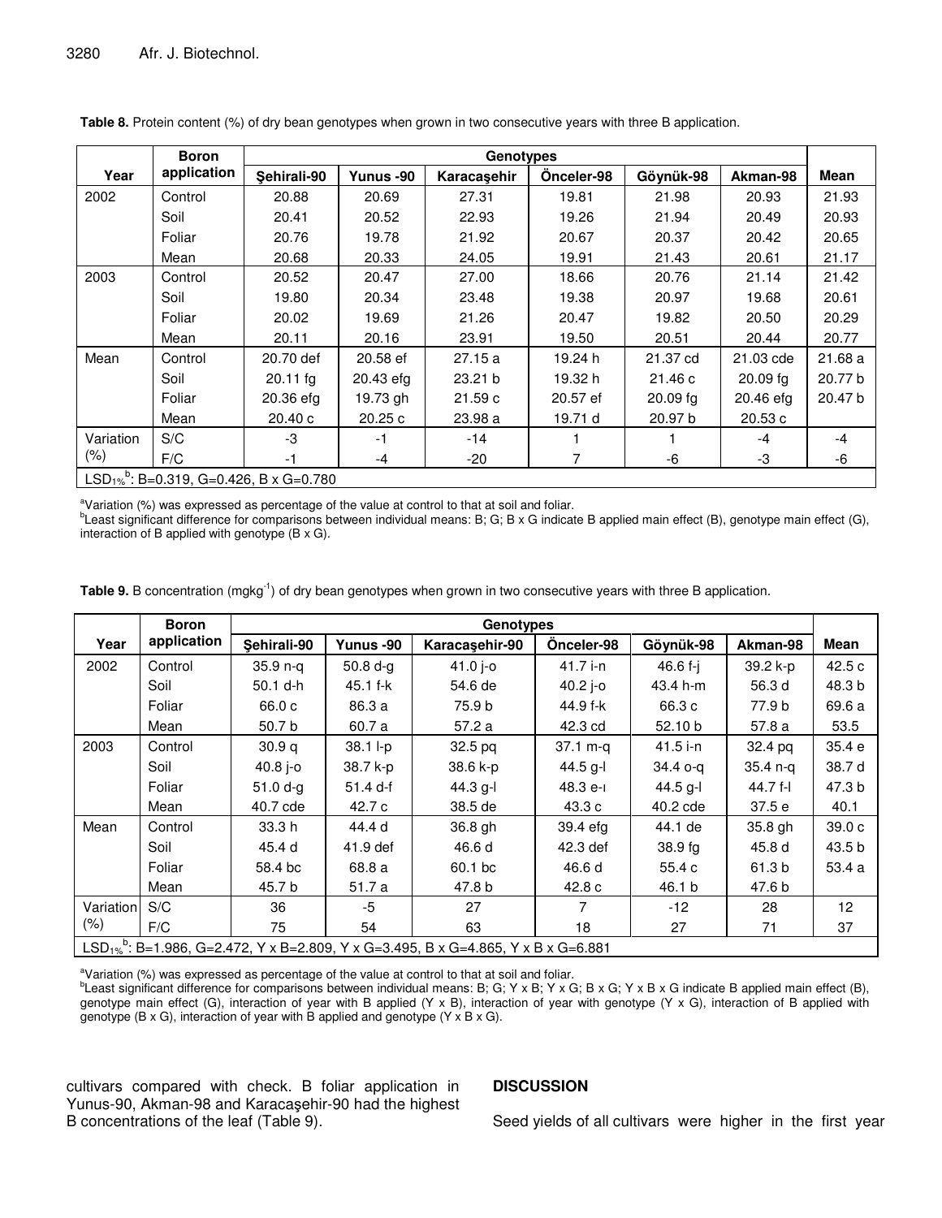**Table 8.** Protein content (%) of dry bean genotypes when grown in two consecutive years with three B application.

| Year | Boron application | Genotypes | | | | | | Mean |
|---|---|---|---|---|---|---|---|---|
| | | Şehirali-90 | Yunus -90 | Karacaşehir | Önceler-98 | Göynük-98 | Akman-98 | |
| 2002 | Control | 20.88 | 20.69 | 27.31 | 19.81 | 21.98 | 20.93 | 21.93 |
| | Soil | 20.41 | 20.52 | 22.93 | 19.26 | 21.94 | 20.49 | 20.93 |
| | Foliar | 20.76 | 19.78 | 21.92 | 20.67 | 20.37 | 20.42 | 20.65 |
| | Mean | 20.68 | 20.33 | 24.05 | 19.91 | 21.43 | 20.61 | 21.17 |
| 2003 | Control | 20.52 | 20.47 | 27.00 | 18.66 | 20.76 | 21.14 | 21.42 |
| | Soil | 19.80 | 20.34 | 23.48 | 19.38 | 20.97 | 19.68 | 20.61 |
| | Foliar | 20.02 | 19.69 | 21.26 | 20.47 | 19.82 | 20.50 | 20.29 |
| | Mean | 20.11 | 20.16 | 23.91 | 19.50 | 20.51 | 20.44 | 20.77 |
| Mean | Control | 20.70 def | 20.58 ef | 27.15 a | 19.24 h | 21.37 cd | 21.03 cde | 21.68 a |
| | Soil | 20.11 fg | 20.43 efg | 23.21 b | 19.32 h | 21.46 c | 20.09 fg | 20.77 b |
| | Foliar | 20.36 efg | 19.73 gh | 21.59 c | 20.57 ef | 20.09 fg | 20.46 efg | 20.47 b |
| | Mean | 20.40 c | 20.25 c | 23.98 a | 19.71 d | 20.97 b | 20.53 c | |
| Variation (%) | S/C | -3 | -1 | -14 | 1 | 1 | -4 | -4 |
| | F/C | -1 | -4 | -20 | 7 | -6 | -3 | -6 |
| $LSD_{1\%}$[b]: B=0.319, G=0.426, B x G=0.780 | | | | | | | | |

[a]Variation (%) was expressed as percentage of the value at control to that at soil and foliar.
[b]Least significant difference for comparisons between individual means: B; G; B x G indicate B applied main effect (B), genotype main effect (G), interaction of B applied with genotype (B x G).

**Table 9.** B concentration ($mgkg^{-1}$) of dry bean genotypes when grown in two consecutive years with three B application.

| Year | Boron application | Genotypes | | | | | | Mean |
|---|---|---|---|---|---|---|---|---|
| | | Şehirali-90 | Yunus -90 | Karacaşehir-90 | Önceler-98 | Göynük-98 | Akman-98 | |
| 2002 | Control | 35.9 n-q | 50.8 d-g | 41.0 j-o | 41.7 i-n | 46.6 f-j | 39.2 k-p | 42.5 c |
| | Soil | 50.1 d-h | 45.1 f-k | 54.6 de | 40.2 j-o | 43.4 h-m | 56.3 d | 48.3 b |
| | Foliar | 66.0 c | 86.3 a | 75.9 b | 44.9 f-k | 66.3 c | 77.9 b | 69.6 a |
| | Mean | 50.7 b | 60.7 a | 57.2 a | 42.3 cd | 52.10 b | 57.8 a | 53.5 |
| 2003 | Control | 30.9 q | 38.1 l-p | 32.5 pq | 37.1 m-q | 41.5 i-n | 32.4 pq | 35.4 e |
| | Soil | 40.8 j-o | 38.7 k-p | 38.6 k-p | 44.5 g-l | 34.4 o-q | 35.4 n-q | 38.7 d |
| | Foliar | 51.0 d-g | 51.4 d-f | 44.3 g-l | 48.3 e-ı | 44.5 g-l | 44.7 f-l | 47.3 b |
| | Mean | 40.7 cde | 42.7 c | 38.5 de | 43.3 c | 40.2 cde | 37.5 e | 40.1 |
| Mean | Control | 33.3 h | 44.4 d | 36.8 gh | 39.4 efg | 44.1 de | 35.8 gh | 39.0 c |
| | Soil | 45.4 d | 41.9 def | 46.6 d | 42.3 def | 38.9 fg | 45.8 d | 43.5 b |
| | Foliar | 58.4 bc | 68.8 a | 60.1 bc | 46.6 d | 55.4 c | 61.3 b | 53.4 a |
| | Mean | 45.7 b | 51.7 a | 47.8 b | 42.8 c | 46.1 b | 47.6 b | |
| Variation (%) | S/C | 36 | -5 | 27 | 7 | -12 | 28 | 12 |
| | F/C | 75 | 54 | 63 | 18 | 27 | 71 | 37 |
| $LSD_{1\%}$[b]: B=1.986, G=2.472, Y x B=2.809, Y x G=3.495, B x G=4.865, Y x B x G=6.881 | | | | | | | | |

[a]Variation (%) was expressed as percentage of the value at control to that at soil and foliar.
[b]Least significant difference for comparisons between individual means: B; G; Y x B; Y x G; B x G; Y x B x G indicate B applied main effect (B), genotype main effect (G), interaction of year with B applied (Y x B), interaction of year with genotype (Y x G), interaction of B applied with genotype (B x G), interaction of year with B applied and genotype (Y x B x G).

cultivars compared with check. B foliar application in Yunus-90, Akman-98 and Karacaşehir-90 had the highest B concentrations of the leaf (Table 9).

## DISCUSSION

Seed yields of all cultivars were higher in the first year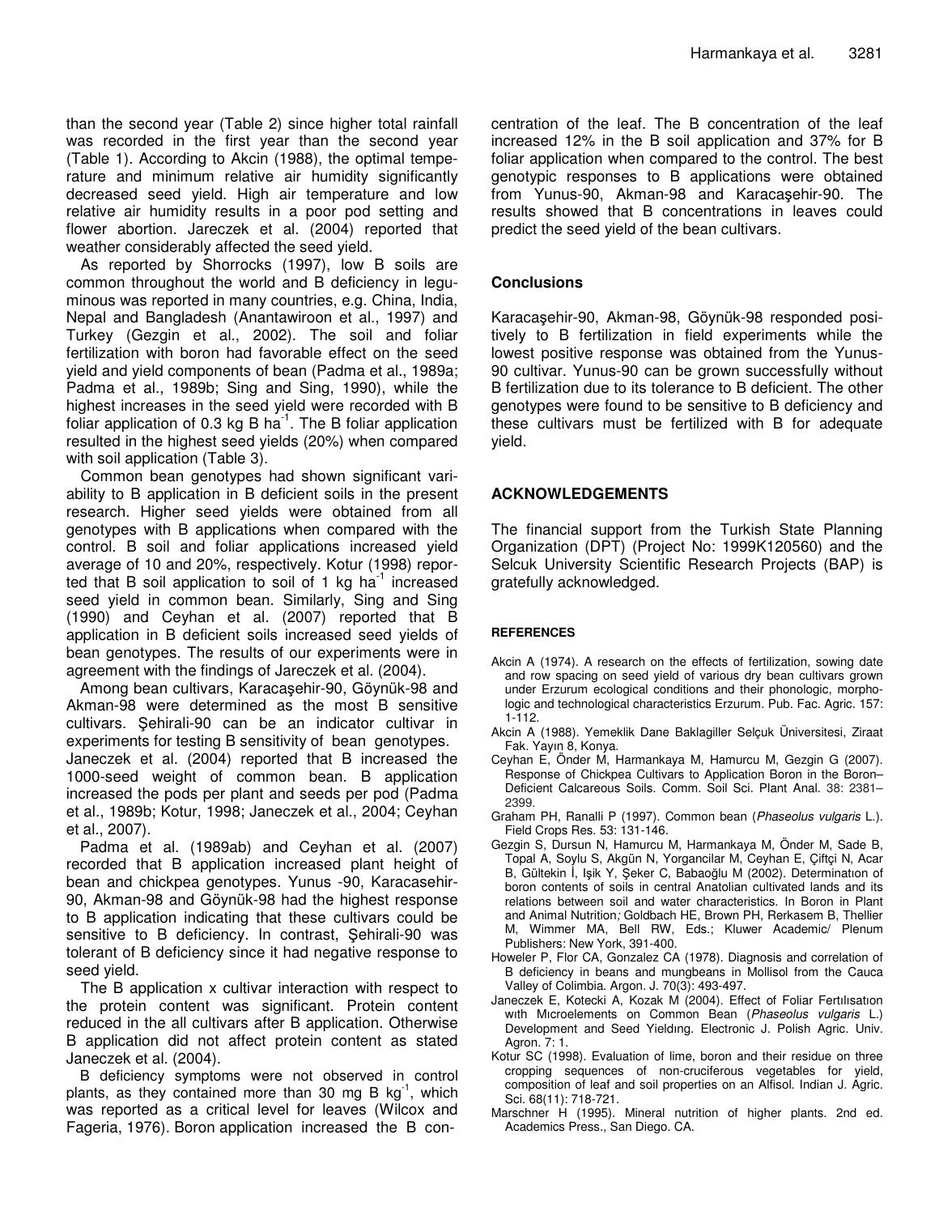than the second year (Table 2) since higher total rainfall was recorded in the first year than the second year (Table 1). According to Akcin (1988), the optimal temperature and minimum relative air humidity significantly decreased seed yield. High air temperature and low relative air humidity results in a poor pod setting and flower abortion. Jareczek et al. (2004) reported that weather considerably affected the seed yield.

As reported by Shorrocks (1997), low B soils are common throughout the world and B deficiency in leguminous was reported in many countries, e.g. China, India, Nepal and Bangladesh (Anantawiroon et al., 1997) and Turkey (Gezgin et al., 2002). The soil and foliar fertilization with boron had favorable effect on the seed yield and yield components of bean (Padma et al., 1989a; Padma et al., 1989b; Sing and Sing, 1990), while the highest increases in the seed yield were recorded with B foliar application of 0.3 kg B ha$^{-1}$. The B foliar application resulted in the highest seed yields (20%) when compared with soil application (Table 3).

Common bean genotypes had shown significant variability to B application in B deficient soils in the present research. Higher seed yields were obtained from all genotypes with B applications when compared with the control. B soil and foliar applications increased yield average of 10 and 20%, respectively. Kotur (1998) reported that B soil application to soil of 1 kg ha$^{-1}$ increased seed yield in common bean. Similarly, Sing and Sing (1990) and Ceyhan et al. (2007) reported that B application in B deficient soils increased seed yields of bean genotypes. The results of our experiments were in agreement with the findings of Jareczek et al. (2004).

Among bean cultivars, Karacaşehir-90, Göynük-98 and Akman-98 were determined as the most B sensitive cultivars. Şehirali-90 can be an indicator cultivar in experiments for testing B sensitivity of bean genotypes. Janeczek et al. (2004) reported that B increased the 1000-seed weight of common bean. B application increased the pods per plant and seeds per pod (Padma et al., 1989b; Kotur, 1998; Janeczek et al., 2004; Ceyhan et al., 2007).

Padma et al. (1989ab) and Ceyhan et al. (2007) recorded that B application increased plant height of bean and chickpea genotypes. Yunus -90, Karacasehir-90, Akman-98 and Göynük-98 had the highest response to B application indicating that these cultivars could be sensitive to B deficiency. In contrast, Şehirali-90 was tolerant of B deficiency since it had negative response to seed yield.

The B application x cultivar interaction with respect to the protein content was significant. Protein content reduced in the all cultivars after B application. Otherwise B application did not affect protein content as stated Janeczek et al. (2004).

B deficiency symptoms were not observed in control plants, as they contained more than 30 mg B kg$^{-1}$, which was reported as a critical level for leaves (Wilcox and Fageria, 1976). Boron application increased the B concentration of the leaf. The B concentration of the leaf increased 12% in the B soil application and 37% for B foliar application when compared to the control. The best genotypic responses to B applications were obtained from Yunus-90, Akman-98 and Karacaşehir-90. The results showed that B concentrations in leaves could predict the seed yield of the bean cultivars.

## Conclusions

Karacaşehir-90, Akman-98, Göynük-98 responded positively to B fertilization in field experiments while the lowest positive response was obtained from the Yunus-90 cultivar. Yunus-90 can be grown successfully without B fertilization due to its tolerance to B deficient. The other genotypes were found to be sensitive to B deficiency and these cultivars must be fertilized with B for adequate yield.

## ACKNOWLEDGEMENTS

The financial support from the Turkish State Planning Organization (DPT) (Project No: 1999K120560) and the Selcuk University Scientific Research Projects (BAP) is gratefully acknowledged.

## REFERENCES

Akcin A (1974). A research on the effects of fertilization, sowing date and row spacing on seed yield of various dry bean cultivars grown under Erzurum ecological conditions and their phonologic, morphologic and technological characteristics Erzurum. Pub. Fac. Agric. 157: 1-112.

Akcin A (1988). Yemeklik Dane Baklagiller Selçuk Üniversitesi, Ziraat Fak. Yayın 8, Konya.

Ceyhan E, Önder M, Harmankaya M, Hamurcu M, Gezgin G (2007). Response of Chickpea Cultivars to Application Boron in the Boron–Deficient Calcareous Soils. Comm. Soil Sci. Plant Anal. 38: 2381–2399.

Graham PH, Ranalli P (1997). Common bean (*Phaseolus vulgaris* L.). Field Crops Res. 53: 131-146.

Gezgin S, Dursun N, Hamurcu M, Harmankaya M, Önder M, Sade B, Topal A, Soylu S, Akgün N, Yorgancilar M, Ceyhan E, Çiftçi N, Acar B, Gültekin İ, Işik Y, Şeker C, Babaoğlu M (2002). Determinatıon of boron contents of soils in central Anatolian cultivated lands and its relations between soil and water characteristics. In Boron in Plant and Animal Nutrition*;* Goldbach HE, Brown PH, Rerkasem B, Thellier M, Wimmer MA, Bell RW, Eds.; Kluwer Academic/ Plenum Publishers: New York, 391-400.

Howeler P, Flor CA, Gonzalez CA (1978). Diagnosis and correlation of B deficiency in beans and mungbeans in Mollisol from the Cauca Valley of Colimbia. Argon. J. 70(3): 493-497.

Janeczek E, Kotecki A, Kozak M (2004). Effect of Foliar Fertılısatıon wıth Mıcroelements on Common Bean (*Phaseolus vulgaris* L.) Development and Seed Yieldıng. Electronic J. Polish Agric. Univ. Agron. 7: 1.

Kotur SC (1998). Evaluation of lime, boron and their residue on three cropping sequences of non-cruciferous vegetables for yield, composition of leaf and soil properties on an Alfisol. Indian J. Agric. Sci. 68(11): 718-721.

Marschner H (1995). Mineral nutrition of higher plants. 2nd ed. Academics Press., San Diego. CA.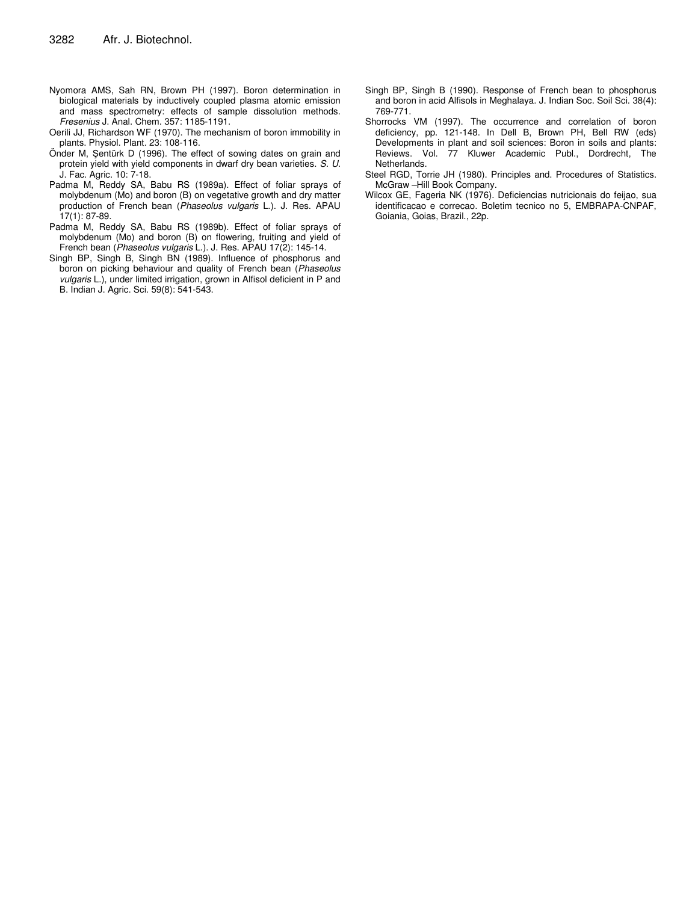Nyomora AMS, Sah RN, Brown PH (1997). Boron determination in biological materials by inductively coupled plasma atomic emission and mass spectrometry: effects of sample dissolution methods. *Fresenius* J. Anal. Chem. 357: 1185-1191.

Oerili JJ, Richardson WF (1970). The mechanism of boron immobility in plants. Physiol. Plant. 23: 108-116.

Önder M, Şentürk D (1996). The effect of sowing dates on grain and protein yield with yield components in dwarf dry bean varieties. *S. U.* J. Fac. Agric. 10: 7-18.

Padma M, Reddy SA, Babu RS (1989a). Effect of foliar sprays of molybdenum (Mo) and boron (B) on vegetative growth and dry matter production of French bean (*Phaseolus vulgaris* L.). J. Res. APAU 17(1): 87-89.

Padma M, Reddy SA, Babu RS (1989b). Effect of foliar sprays of molybdenum (Mo) and boron (B) on flowering, fruiting and yield of French bean (*Phaseolus vulgaris* L.). J. Res. APAU 17(2): 145-14.

Singh BP, Singh B, Singh BN (1989). Influence of phosphorus and boron on picking behaviour and quality of French bean (*Phaseolus vulgaris* L.), under limited irrigation, grown in Alfisol deficient in P and B. Indian J. Agric. Sci. 59(8): 541-543.

Singh BP, Singh B (1990). Response of French bean to phosphorus and boron in acid Alfisols in Meghalaya. J. Indian Soc. Soil Sci. 38(4): 769-771.

Shorrocks VM (1997). The occurrence and correlation of boron deficiency, pp. 121-148. In Dell B, Brown PH, Bell RW (eds) Developments in plant and soil sciences: Boron in soils and plants: Reviews. Vol. 77 Kluwer Academic Publ., Dordrecht, The Netherlands.

Steel RGD, Torrie JH (1980). Principles and. Procedures of Statistics. McGraw –Hill Book Company.

Wilcox GE, Fageria NK (1976). Deficiencias nutricionais do feijao, sua identificacao e correcao. Boletim tecnico no 5, EMBRAPA-CNPAF, Goiania, Goias, Brazil., 22p.